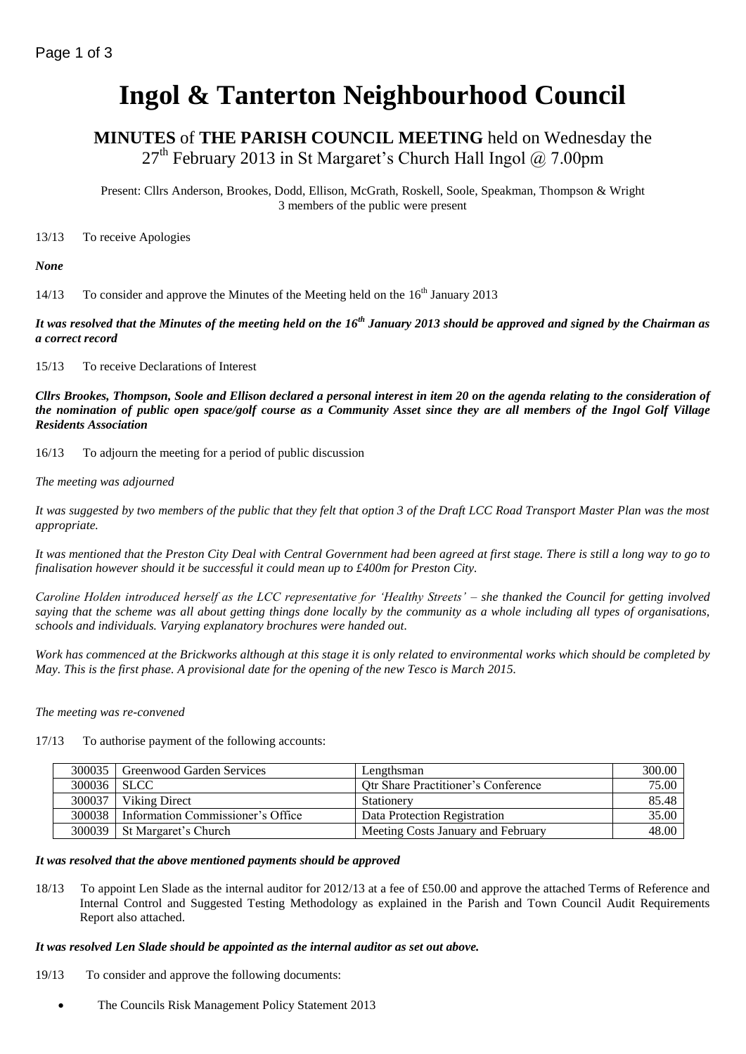# Ingol & Tanterton Neighbourhood Council

## MINUTES of THE PARISH COUNCIL MEETING held on Wednesday the 27th February 2013 in St Margaret's Church Hall Ingol @ 7.00pm

Present: Cllrs Anderson, Brookes, Dodd, Ellison, McGrath, Roskell, Soole, Speakman, Thompson & Wright
3 members of the public were present

13/13 To receive Apologies

***None***

14/13 To consider and approve the Minutes of the Meeting held on the 16th January 2013

***It was resolved that the Minutes of the meeting held on the 16th January 2013 should be approved and signed by the Chairman as a correct record***

15/13 To receive Declarations of Interest

***Cllrs Brookes, Thompson, Soole and Ellison declared a personal interest in item 20 on the agenda relating to the consideration of the nomination of public open space/golf course as a Community Asset since they are all members of the Ingol Golf Village Residents Association***

16/13 To adjourn the meeting for a period of public discussion

*The meeting was adjourned*

*It was suggested by two members of the public that they felt that option 3 of the Draft LCC Road Transport Master Plan was the most appropriate.*

*It was mentioned that the Preston City Deal with Central Government had been agreed at first stage. There is still a long way to go to finalisation however should it be successful it could mean up to £400m for Preston City.*

*Caroline Holden introduced herself as the LCC representative for 'Healthy Streets' – she thanked the Council for getting involved saying that the scheme was all about getting things done locally by the community as a whole including all types of organisations, schools and individuals. Varying explanatory brochures were handed out.*

*Work has commenced at the Brickworks although at this stage it is only related to environmental works which should be completed by May. This is the first phase. A provisional date for the opening of the new Tesco is March 2015.*

*The meeting was re-convened*

17/13 To authorise payment of the following accounts:

| | | | |
|---|---|---|---|
| 300035 | Greenwood Garden Services | Lengthsman | 300.00 |
| 300036 | SLCC | Qtr Share Practitioner's Conference | 75.00 |
| 300037 | Viking Direct | Stationery | 85.48 |
| 300038 | Information Commissioner's Office | Data Protection Registration | 35.00 |
| 300039 | St Margaret's Church | Meeting Costs January and February | 48.00 |

***It was resolved that the above mentioned payments should be approved***

18/13 To appoint Len Slade as the internal auditor for 2012/13 at a fee of £50.00 and approve the attached Terms of Reference and Internal Control and Suggested Testing Methodology as explained in the Parish and Town Council Audit Requirements Report also attached.

***It was resolved Len Slade should be appointed as the internal auditor as set out above.***

19/13 To consider and approve the following documents:

- The Councils Risk Management Policy Statement 2013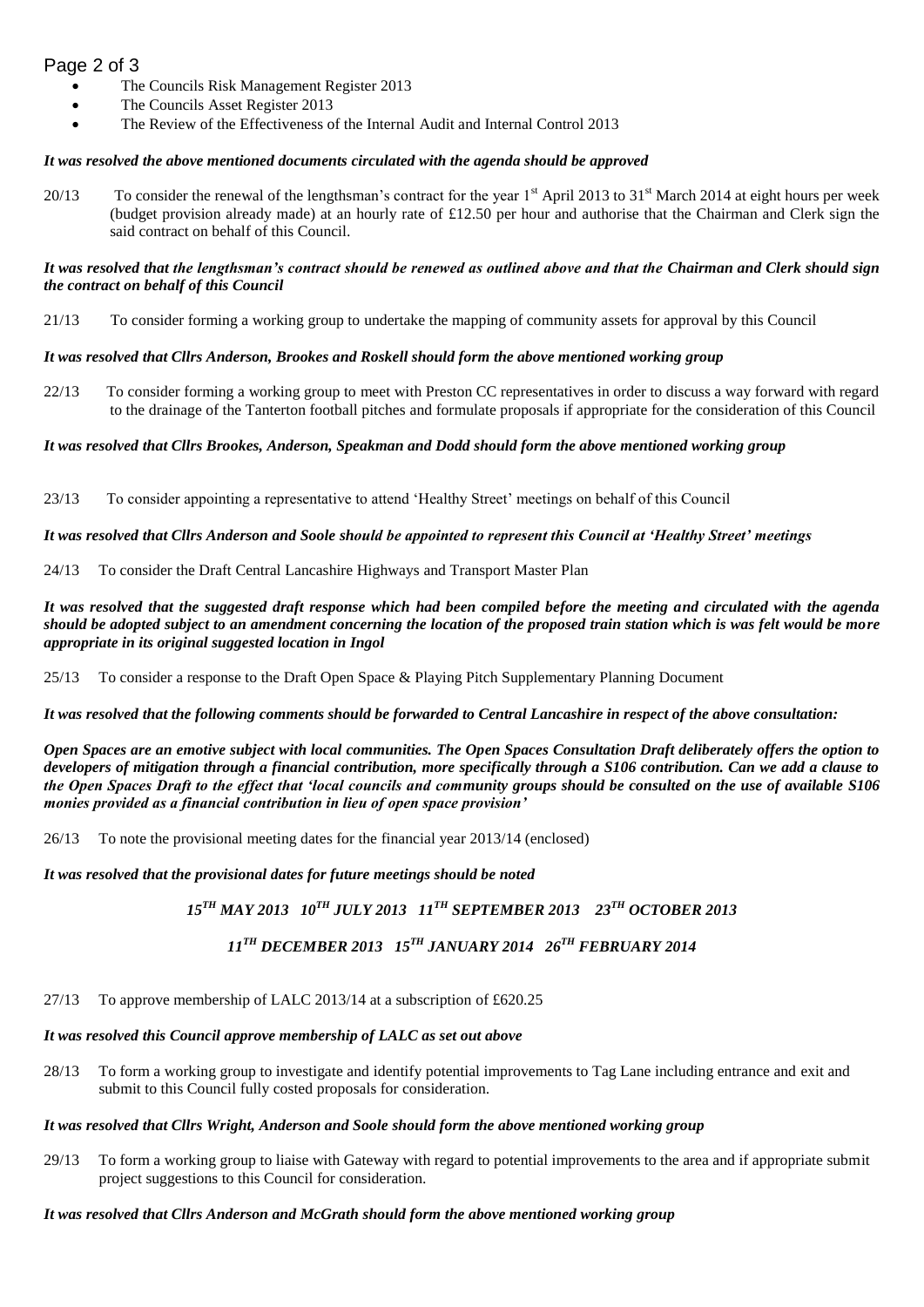- The Councils Risk Management Register 2013
- The Councils Asset Register 2013
- The Review of the Effectiveness of the Internal Audit and Internal Control 2013

***It was resolved the above mentioned documents circulated with the agenda should be approved***

20/13 To consider the renewal of the lengthsman's contract for the year 1st April 2013 to 31st March 2014 at eight hours per week (budget provision already made) at an hourly rate of £12.50 per hour and authorise that the Chairman and Clerk sign the said contract on behalf of this Council.

***It was resolved that the lengthsman's contract should be renewed as outlined above and that the Chairman and Clerk should sign the contract on behalf of this Council***

21/13 To consider forming a working group to undertake the mapping of community assets for approval by this Council

***It was resolved that Cllrs Anderson, Brookes and Roskell should form the above mentioned working group***

22/13 To consider forming a working group to meet with Preston CC representatives in order to discuss a way forward with regard to the drainage of the Tanterton football pitches and formulate proposals if appropriate for the consideration of this Council

***It was resolved that Cllrs Brookes, Anderson, Speakman and Dodd should form the above mentioned working group***

23/13 To consider appointing a representative to attend 'Healthy Street' meetings on behalf of this Council

***It was resolved that Cllrs Anderson and Soole should be appointed to represent this Council at 'Healthy Street' meetings***

24/13 To consider the Draft Central Lancashire Highways and Transport Master Plan

***It was resolved that the suggested draft response which had been compiled before the meeting and circulated with the agenda should be adopted subject to an amendment concerning the location of the proposed train station which is was felt would be more appropriate in its original suggested location in Ingol***

25/13 To consider a response to the Draft Open Space & Playing Pitch Supplementary Planning Document

***It was resolved that the following comments should be forwarded to Central Lancashire in respect of the above consultation:***

***Open Spaces are an emotive subject with local communities. The Open Spaces Consultation Draft deliberately offers the option to developers of mitigation through a financial contribution, more specifically through a S106 contribution. Can we add a clause to the Open Spaces Draft to the effect that 'local councils and community groups should be consulted on the use of available S106 monies provided as a financial contribution in lieu of open space provision'***

26/13 To note the provisional meeting dates for the financial year 2013/14 (enclosed)

***It was resolved that the provisional dates for future meetings should be noted***

***15TH MAY 2013 10TH JULY 2013 11TH SEPTEMBER 2013 23TH OCTOBER 2013***

***11TH DECEMBER 2013 15TH JANUARY 2014 26TH FEBRUARY 2014***

27/13 To approve membership of LALC 2013/14 at a subscription of £620.25

***It was resolved this Council approve membership of LALC as set out above***

28/13 To form a working group to investigate and identify potential improvements to Tag Lane including entrance and exit and submit to this Council fully costed proposals for consideration.

***It was resolved that Cllrs Wright, Anderson and Soole should form the above mentioned working group***

29/13 To form a working group to liaise with Gateway with regard to potential improvements to the area and if appropriate submit project suggestions to this Council for consideration.

***It was resolved that Cllrs Anderson and McGrath should form the above mentioned working group***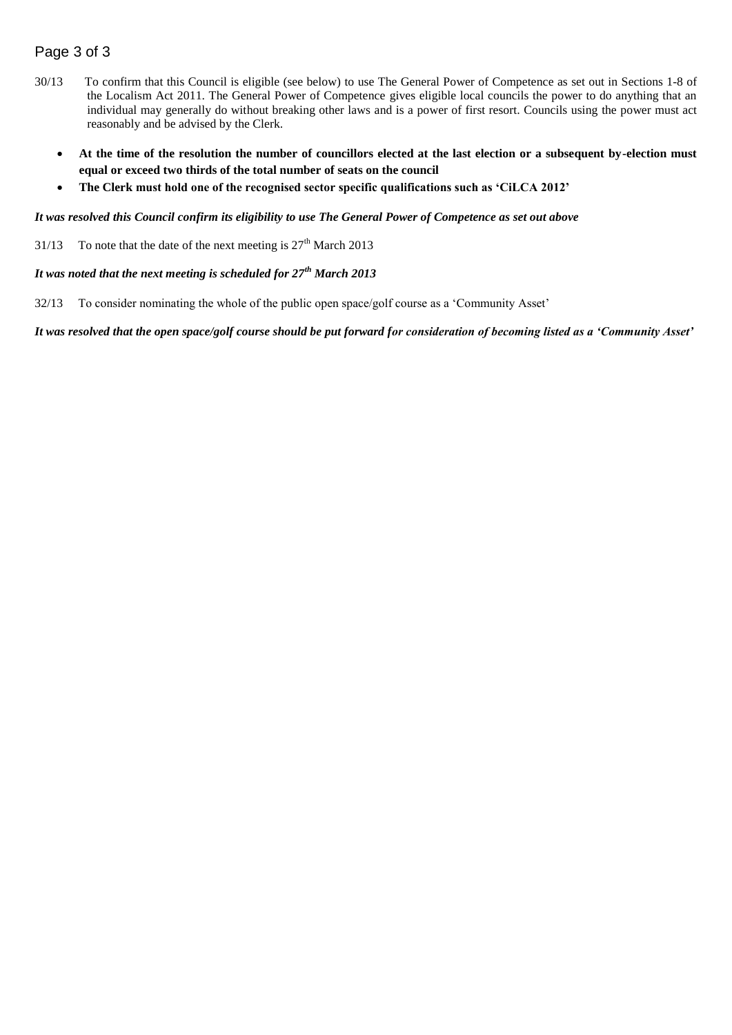30/13 To confirm that this Council is eligible (see below) to use The General Power of Competence as set out in Sections 1-8 of the Localism Act 2011. The General Power of Competence gives eligible local councils the power to do anything that an individual may generally do without breaking other laws and is a power of first resort. Councils using the power must act reasonably and be advised by the Clerk.

- **At the time of the resolution the number of councillors elected at the last election or a subsequent by-election must equal or exceed two thirds of the total number of seats on the council**
- **The Clerk must hold one of the recognised sector specific qualifications such as 'CiLCA 2012'**

***It was resolved this Council confirm its eligibility to use The General Power of Competence as set out above***

31/13 To note that the date of the next meeting is 27th March 2013

***It was noted that the next meeting is scheduled for 27th March 2013***

32/13 To consider nominating the whole of the public open space/golf course as a 'Community Asset'

***It was resolved that the open space/golf course should be put forward for consideration of becoming listed as a 'Community Asset'***